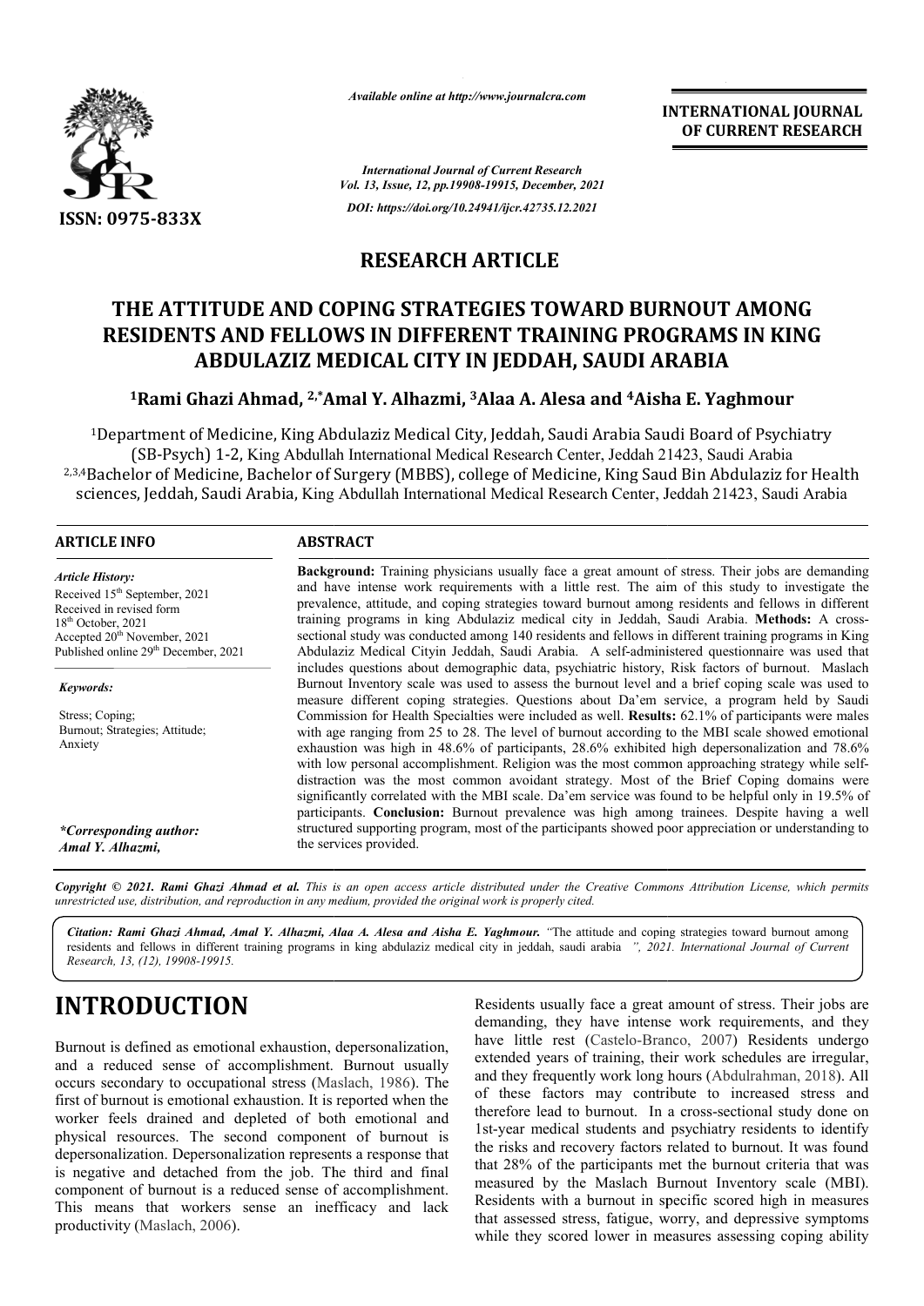*Available online at http://www.journalcra.com*

*International Journal of Current Research*
*Vol. 13, Issue, 12, pp.19908-19915, December, 2021*
*DOI: https://doi.org/10.24941/ijcr.42735.12.2021*

ISSN: 0975-833X

**INTERNATIONAL JOURNAL OF CURRENT RESEARCH**

## RESEARCH ARTICLE

# THE ATTITUDE AND COPING STRATEGIES TOWARD BURNOUT AMONG RESIDENTS AND FELLOWS IN DIFFERENT TRAINING PROGRAMS IN KING ABDULAZIZ MEDICAL CITY IN JEDDAH, SAUDI ARABIA

**[1]Rami Ghazi Ahmad, [2,*]Amal Y. Alhazmi, [3]Alaa A. Alesa and [4]Aisha E. Yaghmour**

[1]Department of Medicine, King Abdulaziz Medical City, Jeddah, Saudi Arabia Saudi Board of Psychiatry (SB-Psych) 1-2, King Abdullah International Medical Research Center, Jeddah 21423, Saudi Arabia
[2,3,4]Bachelor of Medicine, Bachelor of Surgery (MBBS), college of Medicine, King Saud Bin Abdulaziz for Health sciences, Jeddah, Saudi Arabia, King Abdullah International Medical Research Center, Jeddah 21423, Saudi Arabia

### ARTICLE INFO

*Article History:*
Received 15th September, 2021
Received in revised form
18th October, 2021
Accepted 20th November, 2021
Published online 29th December, 2021

*Keywords:*
Stress; Coping; Burnout; Strategies; Attitude; Anxiety

*\*Corresponding author:*
*Amal Y. Alhazmi,*

### ABSTRACT

**Background:** Training physicians usually face a great amount of stress. Their jobs are demanding and have intense work requirements with a little rest. The aim of this study to investigate the prevalence, attitude, and coping strategies toward burnout among residents and fellows in different training programs in king Abdulaziz medical city in Jeddah, Saudi Arabia. **Methods:** A cross-sectional study was conducted among 140 residents and fellows in different training programs in King Abdulaziz Medical Cityin Jeddah, Saudi Arabia. A self-administered questionnaire was used that includes questions about demographic data, psychiatric history, Risk factors of burnout. Maslach Burnout Inventory scale was used to assess the burnout level and a brief coping scale was used to measure different coping strategies. Questions about Da'em service, a program held by Saudi Commission for Health Specialties were included as well. **Results:** 62.1% of participants were males with age ranging from 25 to 28. The level of burnout according to the MBI scale showed emotional exhaustion was high in 48.6% of participants, 28.6% exhibited high depersonalization and 78.6% with low personal accomplishment. Religion was the most common approaching strategy while self-distraction was the most common avoidant strategy. Most of the Brief Coping domains were significantly correlated with the MBI scale. Da'em service was found to be helpful only in 19.5% of participants. **Conclusion:** Burnout prevalence was high among trainees. Despite having a well structured supporting program, most of the participants showed poor appreciation or understanding to the services provided.

*Copyright © 2021. Rami Ghazi Ahmad et al. This is an open access article distributed under the Creative Commons Attribution License, which permits unrestricted use, distribution, and reproduction in any medium, provided the original work is properly cited.*

*Citation: Rami Ghazi Ahmad, Amal Y. Alhazmi, Alaa A. Alesa and Aisha E. Yaghmour. "The attitude and coping strategies toward burnout among residents and fellows in different training programs in king abdulaziz medical city in jeddah, saudi arabia ", 2021. International Journal of Current Research, 13, (12), 19908-19915.*

## INTRODUCTION

Burnout is defined as emotional exhaustion, depersonalization, and a reduced sense of accomplishment. Burnout usually occurs secondary to occupational stress (Maslach, 1986). The first of burnout is emotional exhaustion. It is reported when the worker feels drained and depleted of both emotional and physical resources. The second component of burnout is depersonalization. Depersonalization represents a response that is negative and detached from the job. The third and final component of burnout is a reduced sense of accomplishment. This means that workers sense an inefficacy and lack productivity (Maslach, 2006).

Residents usually face a great amount of stress. Their jobs are demanding, they have intense work requirements, and they have little rest (Castelo-Branco, 2007) Residents undergo extended years of training, their work schedules are irregular, and they frequently work long hours (Abdulrahman, 2018). All of these factors may contribute to increased stress and therefore lead to burnout. In a cross-sectional study done on 1st-year medical students and psychiatry residents to identify the risks and recovery factors related to burnout. It was found that 28% of the participants met the burnout criteria that was measured by the Maslach Burnout Inventory scale (MBI). Residents with a burnout in specific scored high in measures that assessed stress, fatigue, worry, and depressive symptoms while they scored lower in measures assessing coping ability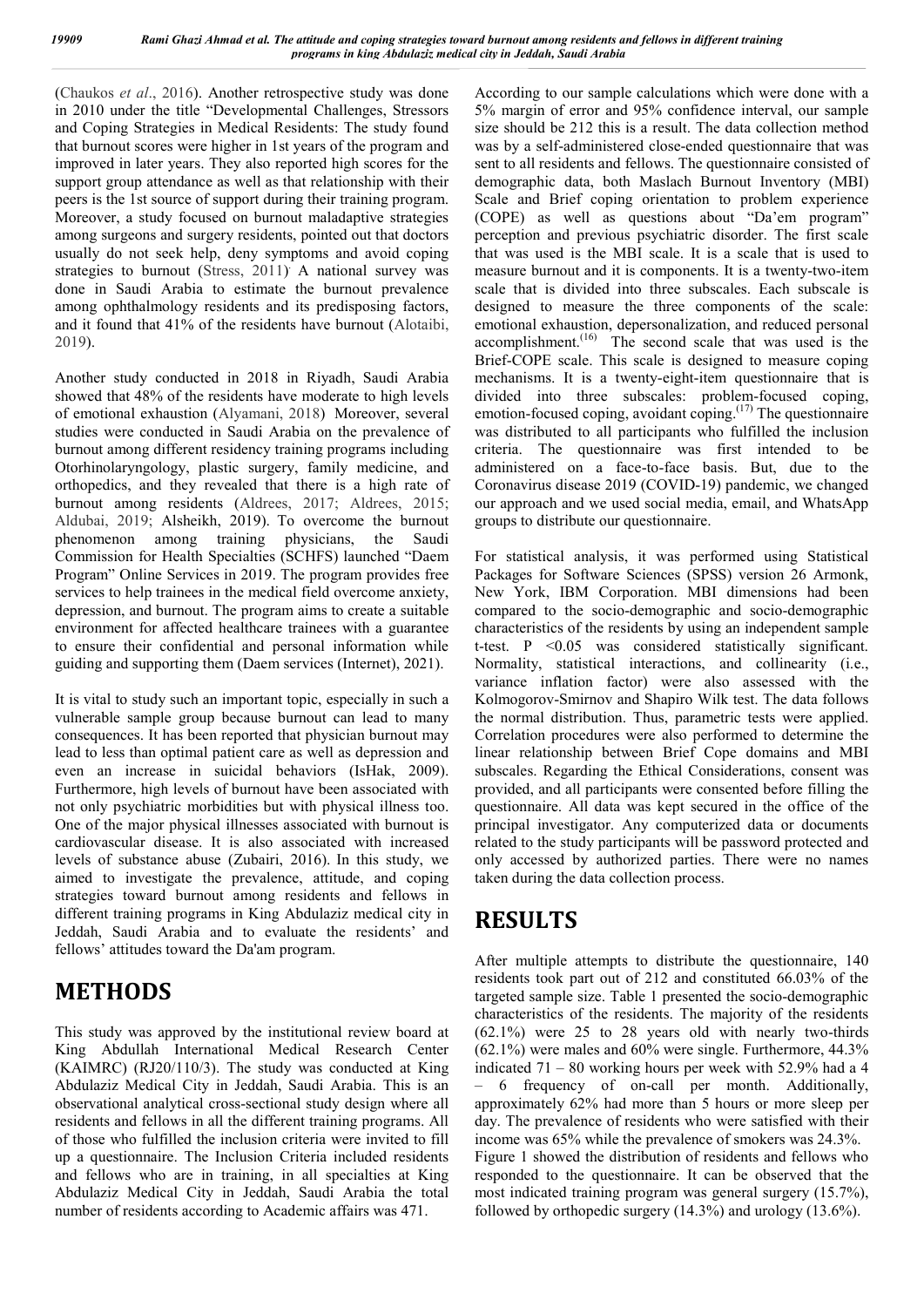(Chaukos *et al*., 2016). Another retrospective study was done in 2010 under the title "Developmental Challenges, Stressors and Coping Strategies in Medical Residents: The study found that burnout scores were higher in 1st years of the program and improved in later years. They also reported high scores for the support group attendance as well as that relationship with their peers is the 1st source of support during their training program. Moreover, a study focused on burnout maladaptive strategies among surgeons and surgery residents, pointed out that doctors usually do not seek help, deny symptoms and avoid coping strategies to burnout (Stress, 2011). A national survey was done in Saudi Arabia to estimate the burnout prevalence among ophthalmology residents and its predisposing factors, and it found that 41% of the residents have burnout (Alotaibi, 2019).

Another study conducted in 2018 in Riyadh, Saudi Arabia showed that 48% of the residents have moderate to high levels of emotional exhaustion (Alyamani, 2018) Moreover, several studies were conducted in Saudi Arabia on the prevalence of burnout among different residency training programs including Otorhinolaryngology, plastic surgery, family medicine, and orthopedics, and they revealed that there is a high rate of burnout among residents (Aldrees, 2017; Aldrees, 2015; Aldubai, 2019; Alsheikh, 2019). To overcome the burnout phenomenon among training physicians, the Saudi Commission for Health Specialties (SCHFS) launched "Daem Program" Online Services in 2019. The program provides free services to help trainees in the medical field overcome anxiety, depression, and burnout. The program aims to create a suitable environment for affected healthcare trainees with a guarantee to ensure their confidential and personal information while guiding and supporting them (Daem services (Internet), 2021).

It is vital to study such an important topic, especially in such a vulnerable sample group because burnout can lead to many consequences. It has been reported that physician burnout may lead to less than optimal patient care as well as depression and even an increase in suicidal behaviors (IsHak, 2009). Furthermore, high levels of burnout have been associated with not only psychiatric morbidities but with physical illness too. One of the major physical illnesses associated with burnout is cardiovascular disease. It is also associated with increased levels of substance abuse (Zubairi, 2016). In this study, we aimed to investigate the prevalence, attitude, and coping strategies toward burnout among residents and fellows in different training programs in King Abdulaziz medical city in Jeddah, Saudi Arabia and to evaluate the residents' and fellows' attitudes toward the Da'am program.

# METHODS

This study was approved by the institutional review board at King Abdullah International Medical Research Center (KAIMRC) (RJ20/110/3). The study was conducted at King Abdulaziz Medical City in Jeddah, Saudi Arabia. This is an observational analytical cross-sectional study design where all residents and fellows in all the different training programs. All of those who fulfilled the inclusion criteria were invited to fill up a questionnaire. The Inclusion Criteria included residents and fellows who are in training, in all specialties at King Abdulaziz Medical City in Jeddah, Saudi Arabia the total number of residents according to Academic affairs was 471.

According to our sample calculations which were done with a 5% margin of error and 95% confidence interval, our sample size should be 212 this is a result. The data collection method was by a self-administered close-ended questionnaire that was sent to all residents and fellows. The questionnaire consisted of demographic data, both Maslach Burnout Inventory (MBI) Scale and Brief coping orientation to problem experience (COPE) as well as questions about "Da'em program" perception and previous psychiatric disorder. The first scale that was used is the MBI scale. It is a scale that is used to measure burnout and it is components. It is a twenty-two-item scale that is divided into three subscales. Each subscale is designed to measure the three components of the scale: emotional exhaustion, depersonalization, and reduced personal accomplishment.[16] The second scale that was used is the Brief-COPE scale. This scale is designed to measure coping mechanisms. It is a twenty-eight-item questionnaire that is divided into three subscales: problem-focused coping, emotion-focused coping, avoidant coping.[17] The questionnaire was distributed to all participants who fulfilled the inclusion criteria. The questionnaire was first intended to be administered on a face-to-face basis. But, due to the Coronavirus disease 2019 (COVID-19) pandemic, we changed our approach and we used social media, email, and WhatsApp groups to distribute our questionnaire.

For statistical analysis, it was performed using Statistical Packages for Software Sciences (SPSS) version 26 Armonk, New York, IBM Corporation. MBI dimensions had been compared to the socio-demographic and socio-demographic characteristics of the residents by using an independent sample t-test. P <0.05 was considered statistically significant. Normality, statistical interactions, and collinearity (i.e., variance inflation factor) were also assessed with the Kolmogorov-Smirnov and Shapiro Wilk test. The data follows the normal distribution. Thus, parametric tests were applied. Correlation procedures were also performed to determine the linear relationship between Brief Cope domains and MBI subscales. Regarding the Ethical Considerations, consent was provided, and all participants were consented before filling the questionnaire. All data was kept secured in the office of the principal investigator. Any computerized data or documents related to the study participants will be password protected and only accessed by authorized parties. There were no names taken during the data collection process.

# RESULTS

After multiple attempts to distribute the questionnaire, 140 residents took part out of 212 and constituted 66.03% of the targeted sample size. Table 1 presented the socio-demographic characteristics of the residents. The majority of the residents (62.1%) were 25 to 28 years old with nearly two-thirds (62.1%) were males and 60% were single. Furthermore, 44.3% indicated 71 – 80 working hours per week with 52.9% had a 4 – 6 frequency of on-call per month. Additionally, approximately 62% had more than 5 hours or more sleep per day. The prevalence of residents who were satisfied with their income was 65% while the prevalence of smokers was 24.3%. Figure 1 showed the distribution of residents and fellows who responded to the questionnaire. It can be observed that the most indicated training program was general surgery (15.7%), followed by orthopedic surgery (14.3%) and urology (13.6%).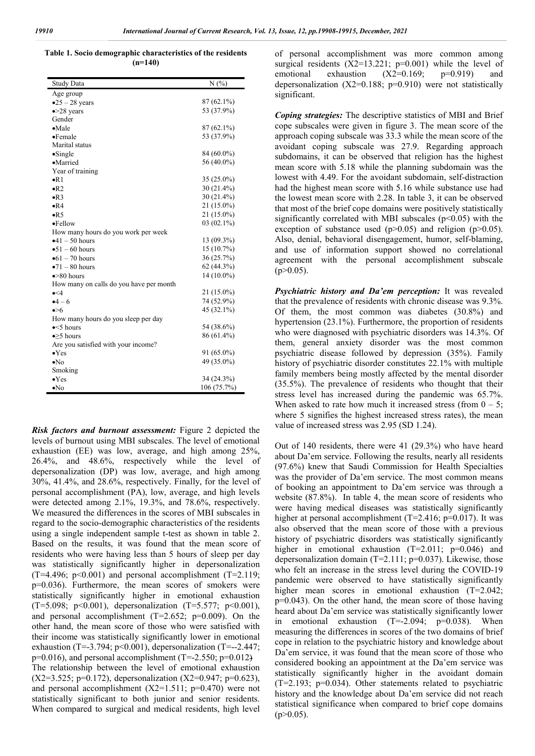**Table 1. Socio demographic characteristics of the residents (n=140)**

| Study Data | N (%) |
|---|---|
| Age group | |
| •25 – 28 years | 87 (62.1%) |
| •>28 years | 53 (37.9%) |
| Gender | |
| •Male | 87 (62.1%) |
| •Female | 53 (37.9%) |
| Marital status | |
| •Single | 84 (60.0%) |
| •Married | 56 (40.0%) |
| Year of training | |
| •R1 | 35 (25.0%) |
| •R2 | 30 (21.4%) |
| •R3 | 30 (21.4%) |
| •R4 | 21 (15.0%) |
| •R5 | 21 (15.0%) |
| •Fellow | 03 (02.1%) |
| How many hours do you work per week | |
| •41 – 50 hours | 13 (09.3%) |
| •51 – 60 hours | 15 (10.7%) |
| •61 – 70 hours | 36 (25.7%) |
| •71 – 80 hours | 62 (44.3%) |
| •>80 hours | 14 (10.0%) |
| How many on calls do you have per month | |
| •<4 | 21 (15.0%) |
| •4 – 6 | 74 (52.9%) |
| •>6 | 45 (32.1%) |
| How many hours do you sleep per day | |
| •<5 hours | 54 (38.6%) |
| •≥5 hours | 86 (61.4%) |
| Are you satisfied with your income? | |
| •Yes | 91 (65.0%) |
| •No | 49 (35.0%) |
| Smoking | |
| •Yes | 34 (24.3%) |
| •No | 106 (75.7%) |

***Risk factors and burnout assessment:*** Figure 2 depicted the levels of burnout using MBI subscales. The level of emotional exhaustion (EE) was low, average, and high among 25%, 26.4%, and 48.6%, respectively while the level of depersonalization (DP) was low, average, and high among 30%, 41.4%, and 28.6%, respectively. Finally, for the level of personal accomplishment (PA), low, average, and high levels were detected among 2.1%, 19.3%, and 78.6%, respectively. We measured the differences in the scores of MBI subscales in regard to the socio-demographic characteristics of the residents using a single independent sample t-test as shown in table 2. Based on the results, it was found that the mean score of residents who were having less than 5 hours of sleep per day was statistically significantly higher in depersonalization ($T=4.496$; $p<0.001$) and personal accomplishment ($T=2.119$; $p=0.036$). Furthermore, the mean scores of smokers were statistically significantly higher in emotional exhaustion ($T=5.098$; $p<0.001$), depersonalization ($T=5.577$; $p<0.001$), and personal accomplishment ($T=2.652$; $p=0.009$). On the other hand, the mean score of those who were satisfied with their income was statistically significantly lower in emotional exhaustion ($T=-3.794$; $p<0.001$), depersonalization ($T=--2.447$; $p=0.016$), and personal accomplishment ($T=-2.550$; $p=0.012$)

The relationship between the level of emotional exhaustion ($X2=3.525$; $p=0.172$), depersonalization ($X2=0.947$; $p=0.623$), and personal accomplishment ($X2=1.511$; $p=0.470$) were not statistically significant to both junior and senior residents. When compared to surgical and medical residents, high level of personal accomplishment was more common among surgical residents ($X2=13.221$; $p=0.001$) while the level of emotional exhaustion ($X2=0.169$; $p=0.919$) and depersonalization ($X2=0.188$; $p=0.910$) were not statistically significant.

***Coping strategies:*** The descriptive statistics of MBI and Brief cope subscales were given in figure 3. The mean score of the approach coping subscale was 33.3 while the mean score of the avoidant coping subscale was 27.9. Regarding approach subdomains, it can be observed that religion has the highest mean score with 5.18 while the planning subdomain was the lowest with 4.49. For the avoidant subdomain, self-distraction had the highest mean score with 5.16 while substance use had the lowest mean score with 2.28. In table 3, it can be observed that most of the brief cope domains were positively statistically significantly correlated with MBI subscales ($p<0.05$) with the exception of substance used ($p>0.05$) and religion ($p>0.05$). Also, denial, behavioral disengagement, humor, self-blaming, and use of information support showed no correlational agreement with the personal accomplishment subscale ($p>0.05$).

***Psychiatric history and Da'em perception:*** It was revealed that the prevalence of residents with chronic disease was 9.3%. Of them, the most common was diabetes (30.8%) and hypertension (23.1%). Furthermore, the proportion of residents who were diagnosed with psychiatric disorders was 14.3%. Of them, general anxiety disorder was the most common psychiatric disease followed by depression (35%). Family history of psychiatric disorder constitutes 22.1% with multiple family members being mostly affected by the mental disorder (35.5%). The prevalence of residents who thought that their stress level has increased during the pandemic was 65.7%. When asked to rate how much it increased stress (from 0 – 5; where 5 signifies the highest increased stress rates), the mean value of increased stress was 2.95 (SD 1.24).

Out of 140 residents, there were 41 (29.3%) who have heard about Da'em service. Following the results, nearly all residents (97.6%) knew that Saudi Commission for Health Specialties was the provider of Da'em service. The most common means of booking an appointment to Da'em service was through a website (87.8%). In table 4, the mean score of residents who were having medical diseases was statistically significantly higher at personal accomplishment ($T=2.416$; $p=0.017$). It was also observed that the mean score of those with a previous history of psychiatric disorders was statistically significantly higher in emotional exhaustion ($T=2.011$; $p=0.046$) and depersonalization domain ($T=2.111$; $p=0.037$). Likewise, those who felt an increase in the stress level during the COVID-19 pandemic were observed to have statistically significantly higher mean scores in emotional exhaustion ($T=2.042$; $p=0.043$). On the other hand, the mean score of those having heard about Da'em service was statistically significantly lower in emotional exhaustion ($T=-2.094$; $p=0.038$). When measuring the differences in scores of the two domains of brief cope in relation to the psychiatric history and knowledge about Da'em service, it was found that the mean score of those who considered booking an appointment at the Da'em service was statistically significantly higher in the avoidant domain ($T=2.193$; $p=0.034$). Other statements related to psychiatric history and the knowledge about Da'em service did not reach statistical significance when compared to brief cope domains ($p>0.05$).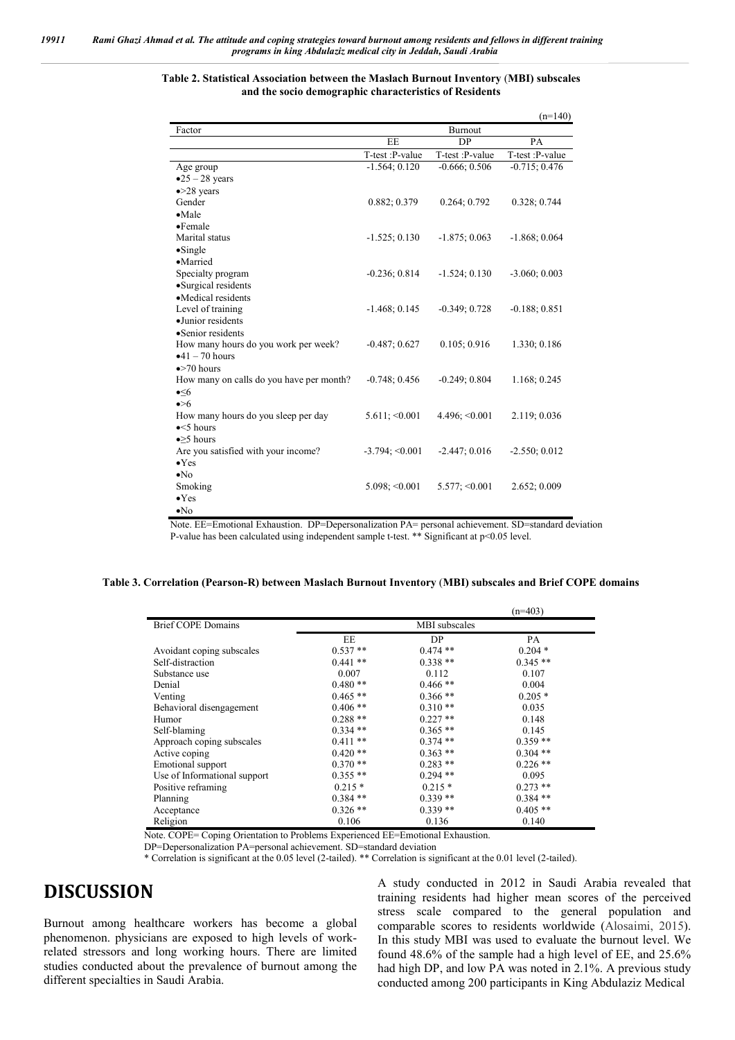**Table 2. Statistical Association between the Maslach Burnout Inventory (MBI) subscales and the socio demographic characteristics of Residents**

(n=140)

| Factor | Burnout | | |
|---|---|---|---|
| | EE | DP | PA |
| | T-test :P-value | T-test :P-value | T-test :P-value |
| Age group<br>•25 – 28 years<br>•>28 years | -1.564; 0.120 | -0.666; 0.506 | -0.715; 0.476 |
| Gender<br>•Male<br>•Female | 0.882; 0.379 | 0.264; 0.792 | 0.328; 0.744 |
| Marital status<br>•Single<br>•Married | -1.525; 0.130 | -1.875; 0.063 | -1.868; 0.064 |
| Specialty program<br>•Surgical residents<br>•Medical residents | -0.236; 0.814 | -1.524; 0.130 | -3.060; 0.003 |
| Level of training<br>•Junior residents<br>•Senior residents | -1.468; 0.145 | -0.349; 0.728 | -0.188; 0.851 |
| How many hours do you work per week?<br>•41 – 70 hours<br>•>70 hours | -0.487; 0.627 | 0.105; 0.916 | 1.330; 0.186 |
| How many on calls do you have per month?<br>•≤6<br>•>6 | -0.748; 0.456 | -0.249; 0.804 | 1.168; 0.245 |
| How many hours do you sleep per day<br>•<5 hours<br>•≥5 hours | 5.611; <0.001 | 4.496; <0.001 | 2.119; 0.036 |
| Are you satisfied with your income?<br>•Yes<br>•No | -3.794; <0.001 | -2.447; 0.016 | -2.550; 0.012 |
| Smoking<br>•Yes<br>•No | 5.098; <0.001 | 5.577; <0.001 | 2.652; 0.009 |

Note. EE=Emotional Exhaustion. DP=Depersonalization PA= personal achievement. SD=standard deviation
P-value has been calculated using independent sample t-test. ** Significant at p<0.05 level.

**Table 3. Correlation (Pearson-R) between Maslach Burnout Inventory (MBI) subscales and Brief COPE domains**

(n=403)

| Brief COPE Domains | MBI subscales | | |
|---|---|---|---|
| | EE | DP | PA |
| Avoidant coping subscales | 0.537 ** | 0.474 ** | 0.204 * |
| Self-distraction | 0.441 ** | 0.338 ** | 0.345 ** |
| Substance use | 0.007 | 0.112 | 0.107 |
| Denial | 0.480 ** | 0.466 ** | 0.004 |
| Venting | 0.465 ** | 0.366 ** | 0.205 * |
| Behavioral disengagement | 0.406 ** | 0.310 ** | 0.035 |
| Humor | 0.288 ** | 0.227 ** | 0.148 |
| Self-blaming | 0.334 ** | 0.365 ** | 0.145 |
| Approach coping subscales | 0.411 ** | 0.374 ** | 0.359 ** |
| Active coping | 0.420 ** | 0.363 ** | 0.304 ** |
| Emotional support | 0.370 ** | 0.283 ** | 0.226 ** |
| Use of Informational support | 0.355 ** | 0.294 ** | 0.095 |
| Positive reframing | 0.215 * | 0.215 * | 0.273 ** |
| Planning | 0.384 ** | 0.339 ** | 0.384 ** |
| Acceptance | 0.326 ** | 0.339 ** | 0.405 ** |
| Religion | 0.106 | 0.136 | 0.140 |

Note. COPE= Coping Orientation to Problems Experienced EE=Emotional Exhaustion.
DP=Depersonalization PA=personal achievement. SD=standard deviation
* Correlation is significant at the 0.05 level (2-tailed). ** Correlation is significant at the 0.01 level (2-tailed).

# DISCUSSION

Burnout among healthcare workers has become a global phenomenon. physicians are exposed to high levels of work-related stressors and long working hours. There are limited studies conducted about the prevalence of burnout among the different specialties in Saudi Arabia.

A study conducted in 2012 in Saudi Arabia revealed that training residents had higher mean scores of the perceived stress scale compared to the general population and comparable scores to residents worldwide (Alosaimi, 2015). In this study MBI was used to evaluate the burnout level. We found 48.6% of the sample had a high level of EE, and 25.6% had high DP, and low PA was noted in 2.1%. A previous study conducted among 200 participants in King Abdulaziz Medical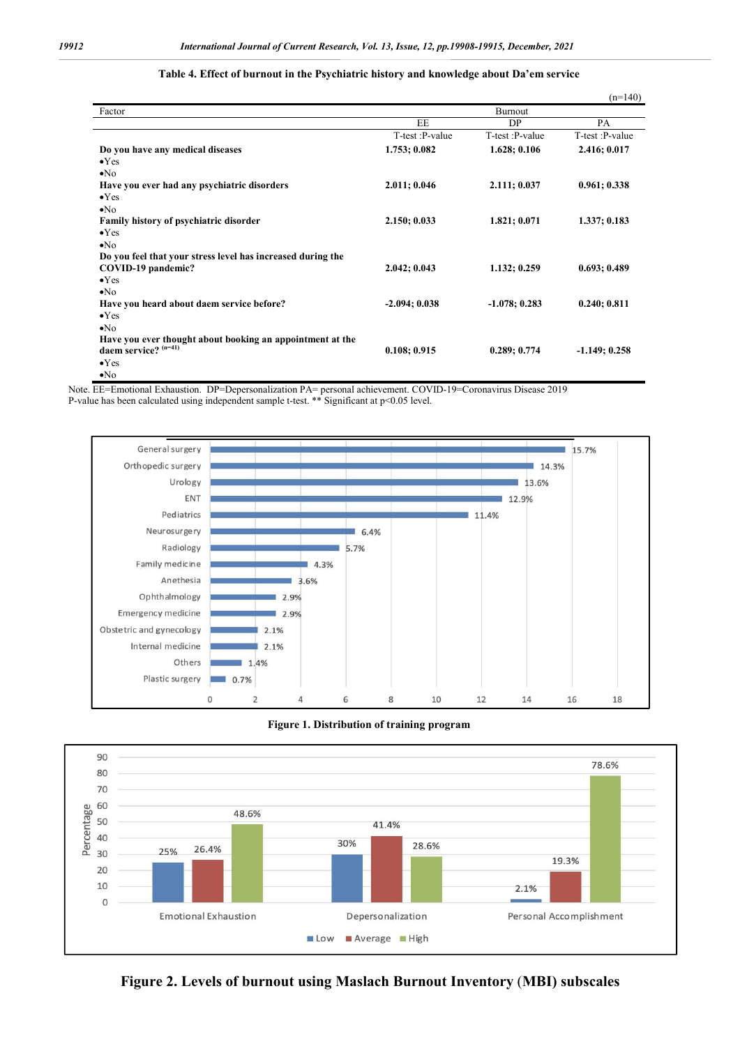**Table 4. Effect of burnout in the Psychiatric history and knowledge about Da'em service**

(n=140)

| Factor | Burnout | | |
|---|---|---|---|
| | EE | DP | PA |
| | T-test :P-value | T-test :P-value | T-test :P-value |
| **Do you have any medical diseases** | **1.753; 0.082** | **1.628; 0.106** | **2.416; 0.017** |
| •Yes | | | |
| •No | | | |
| **Have you ever had any psychiatric disorders** | **2.011; 0.046** | **2.111; 0.037** | **0.961; 0.338** |
| •Yes | | | |
| •No | | | |
| **Family history of psychiatric disorder** | **2.150; 0.033** | **1.821; 0.071** | **1.337; 0.183** |
| •Yes | | | |
| •No | | | |
| **Do you feel that your stress level has increased during the COVID-19 pandemic?** | **2.042; 0.043** | **1.132; 0.259** | **0.693; 0.489** |
| •Yes | | | |
| •No | | | |
| **Have you heard about daem service before?** | **-2.094; 0.038** | **-1.078; 0.283** | **0.240; 0.811** |
| •Yes | | | |
| •No | | | |
| **Have you ever thought about booking an appointment at the daem service?** (n=41) | **0.108; 0.915** | **0.289; 0.774** | **-1.149; 0.258** |
| •Yes | | | |
| •No | | | |

Note. EE=Emotional Exhaustion. DP=Depersonalization PA= personal achievement. COVID-19=Coronavirus Disease 2019
P-value has been calculated using independent sample t-test. ** Significant at $p<0.05$ level.

**Figure 1. Distribution of training program**

**Figure 2. Levels of burnout using Maslach Burnout Inventory (MBI) subscales**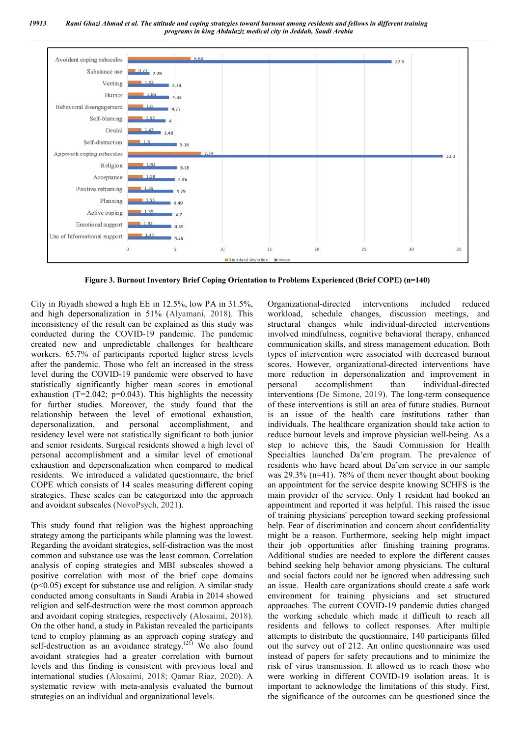Figure 3. Burnout Inventory Brief Coping Orientation to Problems Experienced (Brief COPE) (n=140)

| | Standard deviation | mean |
|---|---|---|
| Avoidant coping subscales | 6.64 | 27.9 |
| Substance use | 0.77 | 2.28 |
| Venting | 1.42 | 4.34 |
| Humor | 1.66 | 4.38 |
| Behavioral disengagement | 1.6 | 4.27 |
| Self-blaming | 1.55 | 4 |
| Denial | 1.42 | 3.48 |
| Self-distraction | 1.3 | 5.16 |
| Approach coping subscales | 7.74 | 33.3 |
| Religion | 1.51 | 5.18 |
| Acceptance | 1.58 | 4.96 |
| Positive reframing | 1.39 | 4.79 |
| Planning | 1.55 | 4.49 |
| Active coping | 1.39 | 4.7 |
| Emotional support | 1.32 | 4.59 |
| Use of Informational support | 1.47 | 4.58 |

City in Riyadh showed a high EE in 12.5%, low PA in 31.5%, and high depersonalization in 51% (Alyamani, 2018). This inconsistency of the result can be explained as this study was conducted during the COVID-19 pandemic. The pandemic created new and unpredictable challenges for healthcare workers. 65.7% of participants reported higher stress levels after the pandemic. Those who felt an increased in the stress level during the COVID-19 pandemic were observed to have statistically significantly higher mean scores in emotional exhaustion ($T=2.042$; $p=0.043$). This highlights the necessity for further studies. Moreover, the study found that the relationship between the level of emotional exhaustion, depersonalization, and personal accomplishment, and residency level were not statistically significant to both junior and senior residents. Surgical residents showed a high level of personal accomplishment and a similar level of emotional exhaustion and depersonalization when compared to medical residents. We introduced a validated questionnaire, the brief COPE which consists of 14 scales measuring different coping strategies. These scales can be categorized into the approach and avoidant subscales (NovoPsych, 2021).

This study found that religion was the highest approaching strategy among the participants while planning was the lowest. Regarding the avoidant strategies, self-distraction was the most common and substance use was the least common. Correlation analysis of coping strategies and MBI subscales showed a positive correlation with most of the brief cope domains ($p<0.05$) except for substance use and religion. A similar study conducted among consultants in Saudi Arabia in 2014 showed religion and self-destruction were the most common approach and avoidant coping strategies, respectively (Alosaimi, 2018). On the other hand, a study in Pakistan revealed the participants tend to employ planning as an approach coping strategy and self-destruction as an avoidance strategy.[21] We also found avoidant strategies had a greater correlation with burnout levels and this finding is consistent with previous local and international studies (Alosaimi, 2018; Qamar Riaz, 2020). A systematic review with meta-analysis evaluated the burnout strategies on an individual and organizational levels. Organizational-directed interventions included reduced workload, schedule changes, discussion meetings, and structural changes while individual-directed interventions involved mindfulness, cognitive behavioral therapy, enhanced communication skills, and stress management education. Both types of intervention were associated with decreased burnout scores. However, organizational-directed interventions have more reduction in depersonalization and improvement in personal accomplishment than individual-directed interventions (De Simone, 2019). The long-term consequence of these interventions is still an area of future studies. Burnout is an issue of the health care institutions rather than individuals. The healthcare organization should take action to reduce burnout levels and improve physician well-being. As a step to achieve this, the Saudi Commission for Health Specialties launched Da'em program. The prevalence of residents who have heard about Da'em service in our sample was 29.3% (n=41). 78% of them never thought about booking an appointment for the service despite knowing SCHFS is the main provider of the service. Only 1 resident had booked an appointment and reported it was helpful. This raised the issue of training physicians' perception toward seeking professional help. Fear of discrimination and concern about confidentiality might be a reason. Furthermore, seeking help might impact their job opportunities after finishing training programs. Additional studies are needed to explore the different causes behind seeking help behavior among physicians. The cultural and social factors could not be ignored when addressing such an issue. Health care organizations should create a safe work environment for training physicians and set structured approaches. The current COVID-19 pandemic duties changed the working schedule which made it difficult to reach all residents and fellows to collect responses. After multiple attempts to distribute the questionnaire, 140 participants filled out the survey out of 212. An online questionnaire was used instead of papers for safety precautions and to minimize the risk of virus transmission. It allowed us to reach those who were working in different COVID-19 isolation areas. It is important to acknowledge the limitations of this study. First, the significance of the outcomes can be questioned since the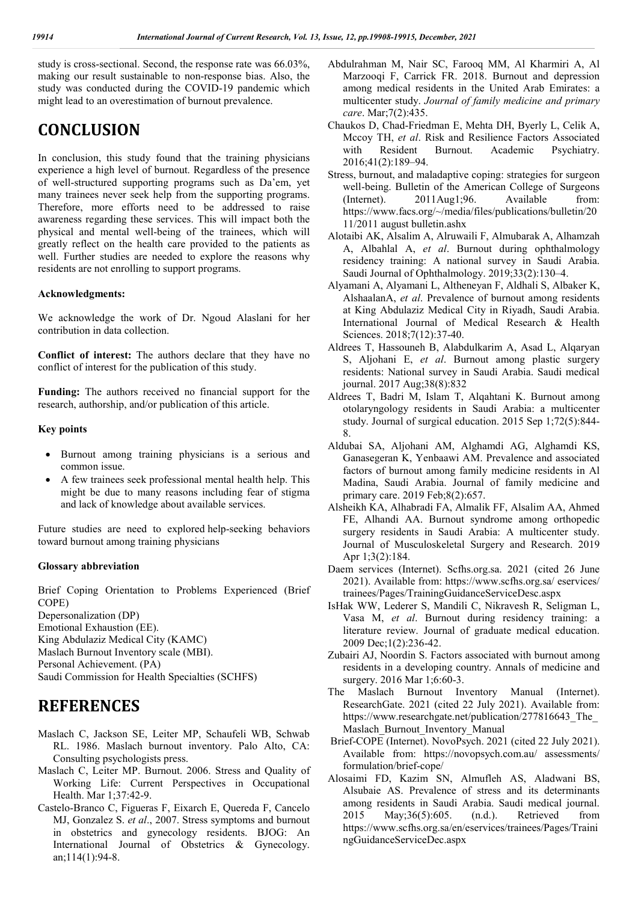study is cross-sectional. Second, the response rate was 66.03%, making our result sustainable to non-response bias. Also, the study was conducted during the COVID-19 pandemic which might lead to an overestimation of burnout prevalence.

# CONCLUSION

In conclusion, this study found that the training physicians experience a high level of burnout. Regardless of the presence of well-structured supporting programs such as Da'em, yet many trainees never seek help from the supporting programs. Therefore, more efforts need to be addressed to raise awareness regarding these services. This will impact both the physical and mental well-being of the trainees, which will greatly reflect on the health care provided to the patients as well. Further studies are needed to explore the reasons why residents are not enrolling to support programs.

**Acknowledgments:**

We acknowledge the work of Dr. Ngoud Alaslani for her contribution in data collection.

**Conflict of interest:** The authors declare that they have no conflict of interest for the publication of this study.

**Funding:** The authors received no financial support for the research, authorship, and/or publication of this article.

**Key points**

- Burnout among training physicians is a serious and common issue.
- A few trainees seek professional mental health help. This might be due to many reasons including fear of stigma and lack of knowledge about available services.

Future studies are need to explored help-seeking behaviors toward burnout among training physicians

**Glossary abbreviation**

Brief Coping Orientation to Problems Experienced (Brief COPE)
Depersonalization (DP)
Emotional Exhaustion (EE).
King Abdulaziz Medical City (KAMC)
Maslach Burnout Inventory scale (MBI).
Personal Achievement. (PA)
Saudi Commission for Health Specialties (SCHFS)

# REFERENCES

Maslach C, Jackson SE, Leiter MP, Schaufeli WB, Schwab RL. 1986. Maslach burnout inventory. Palo Alto, CA: Consulting psychologists press.

Maslach C, Leiter MP. Burnout. 2006. Stress and Quality of Working Life: Current Perspectives in Occupational Health. Mar 1;37:42-9.

Castelo-Branco C, Figueras F, Eixarch E, Quereda F, Cancelo MJ, Gonzalez S. *et al*., 2007. Stress symptoms and burnout in obstetrics and gynecology residents. BJOG: An International Journal of Obstetrics & Gynecology. an;114(1):94-8.

Abdulrahman M, Nair SC, Farooq MM, Al Kharmiri A, Al Marzooqi F, Carrick FR. 2018. Burnout and depression among medical residents in the United Arab Emirates: a multicenter study. *Journal of family medicine and primary care*. Mar;7(2):435.

Chaukos D, Chad-Friedman E, Mehta DH, Byerly L, Celik A, Mccoy TH, *et al*. Risk and Resilience Factors Associated with Resident Burnout. Academic Psychiatry. 2016;41(2):189–94.

Stress, burnout, and maladaptive coping: strategies for surgeon well-being. Bulletin of the American College of Surgeons (Internet). 2011Aug1;96. Available from: https://www.facs.org/~/media/files/publications/bulletin/2011/2011 august bulletin.ashx

Alotaibi AK, Alsalim A, Alruwaili F, Almubarak A, Alhamzah A, Albahlal A, *et al*. Burnout during ophthalmology residency training: A national survey in Saudi Arabia. Saudi Journal of Ophthalmology. 2019;33(2):130–4.

Alyamani A, Alyamani L, Altheneyan F, Aldhali S, Albaker K, AlshaalanA, *et al*. Prevalence of burnout among residents at King Abdulaziz Medical City in Riyadh, Saudi Arabia. International Journal of Medical Research & Health Sciences. 2018;7(12):37-40.

Aldrees T, Hassouneh B, Alabdulkarim A, Asad L, Alqaryan S, Aljohani E, *et al*. Burnout among plastic surgery residents: National survey in Saudi Arabia. Saudi medical journal. 2017 Aug;38(8):832

Aldrees T, Badri M, Islam T, Alqahtani K. Burnout among otolaryngology residents in Saudi Arabia: a multicenter study. Journal of surgical education. 2015 Sep 1;72(5):844-8.

Aldubai SA, Aljohani AM, Alghamdi AG, Alghamdi KS, Ganasegeran K, Yenbaawi AM. Prevalence and associated factors of burnout among family medicine residents in Al Madina, Saudi Arabia. Journal of family medicine and primary care. 2019 Feb;8(2):657.

Alsheikh KA, Alhabradi FA, Almalik FF, Alsalim AA, Ahmed FE, Alhandi AA. Burnout syndrome among orthopedic surgery residents in Saudi Arabia: A multicenter study. Journal of Musculoskeletal Surgery and Research. 2019 Apr 1;3(2):184.

Daem services (Internet). Scfhs.org.sa. 2021 (cited 26 June 2021). Available from: https://www.scfhs.org.sa/ eservices/ trainees/Pages/TrainingGuidanceServiceDesc.aspx

IsHak WW, Lederer S, Mandili C, Nikravesh R, Seligman L, Vasa M, *et al*. Burnout during residency training: a literature review. Journal of graduate medical education. 2009 Dec;1(2):236-42.

Zubairi AJ, Noordin S. Factors associated with burnout among residents in a developing country. Annals of medicine and surgery. 2016 Mar 1;6:60-3.

The Maslach Burnout Inventory Manual (Internet). ResearchGate. 2021 (cited 22 July 2021). Available from: https://www.researchgate.net/publication/277816643_The_Maslach_Burnout_Inventory_Manual

Brief-COPE (Internet). NovoPsych. 2021 (cited 22 July 2021). Available from: https://novopsych.com.au/ assessments/ formulation/brief-cope/

Alosaimi FD, Kazim SN, Almufleh AS, Aladwani BS, Alsubaie AS. Prevalence of stress and its determinants among residents in Saudi Arabia. Saudi medical journal. 2015 May;36(5):605. (n.d.). Retrieved from https://www.scfhs.org.sa/en/eservices/trainees/Pages/TrainingGuidanceServiceDec.aspx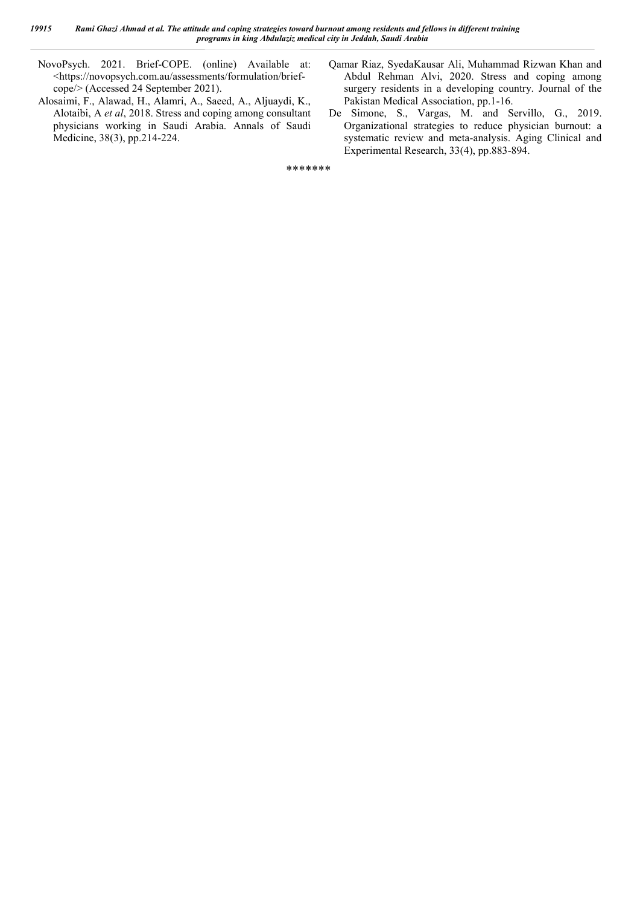NovoPsych. 2021. Brief-COPE. (online) Available at: <https://novopsych.com.au/assessments/formulation/brief-cope/> (Accessed 24 September 2021).

Alosaimi, F., Alawad, H., Alamri, A., Saeed, A., Aljuaydi, K., Alotaibi, A *et al*, 2018. Stress and coping among consultant physicians working in Saudi Arabia. Annals of Saudi Medicine, 38(3), pp.214-224.

Qamar Riaz, SyedaKausar Ali, Muhammad Rizwan Khan and Abdul Rehman Alvi, 2020. Stress and coping among surgery residents in a developing country. Journal of the Pakistan Medical Association, pp.1-16.

De Simone, S., Vargas, M. and Servillo, G., 2019. Organizational strategies to reduce physician burnout: a systematic review and meta-analysis. Aging Clinical and Experimental Research, 33(4), pp.883-894.

*******